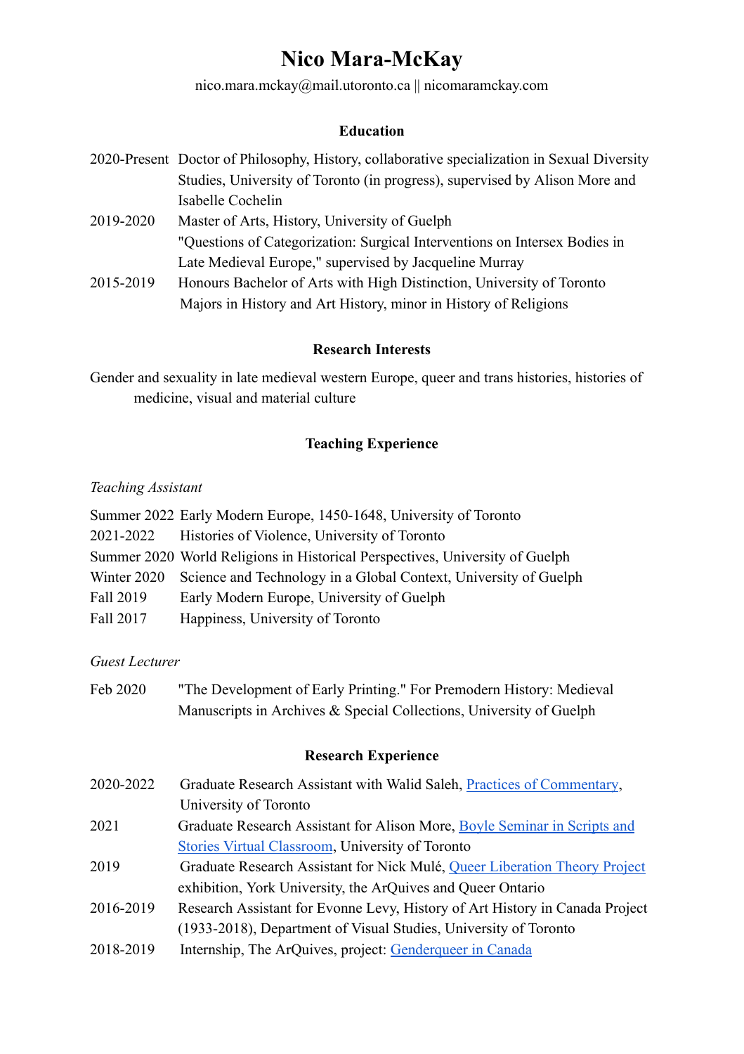# Nico Mara-McKay

nico.mara.mckay@mail.utoronto.ca || nicomaramckay.com

## Education

2020-Present Doctor of Philosophy, History, collaborative specialization in Sexual Diversity Studies, University of Toronto (in progress), supervised by Alison More and Isabelle Cochelin

2019-2020 Master of Arts, History, University of Guelph
"Questions of Categorization: Surgical Interventions on Intersex Bodies in Late Medieval Europe," supervised by Jacqueline Murray

2015-2019 Honours Bachelor of Arts with High Distinction, University of Toronto
Majors in History and Art History, minor in History of Religions

## Research Interests

Gender and sexuality in late medieval western Europe, queer and trans histories, histories of medicine, visual and material culture

## Teaching Experience

*Teaching Assistant*

Summer 2022 Early Modern Europe, 1450-1648, University of Toronto

2021-2022 Histories of Violence, University of Toronto

Summer 2020 World Religions in Historical Perspectives, University of Guelph

Winter 2020 Science and Technology in a Global Context, University of Guelph

Fall 2019 Early Modern Europe, University of Guelph

Fall 2017 Happiness, University of Toronto

*Guest Lecturer*

Feb 2020 "The Development of Early Printing." For Premodern History: Medieval Manuscripts in Archives & Special Collections, University of Guelph

## Research Experience

2020-2022 Graduate Research Assistant with Walid Saleh, Practices of Commentary, University of Toronto

2021 Graduate Research Assistant for Alison More, Boyle Seminar in Scripts and Stories Virtual Classroom, University of Toronto

2019 Graduate Research Assistant for Nick Mulé, Queer Liberation Theory Project exhibition, York University, the ArQuives and Queer Ontario

2016-2019 Research Assistant for Evonne Levy, History of Art History in Canada Project (1933-2018), Department of Visual Studies, University of Toronto

2018-2019 Internship, The ArQuives, project: Genderqueer in Canada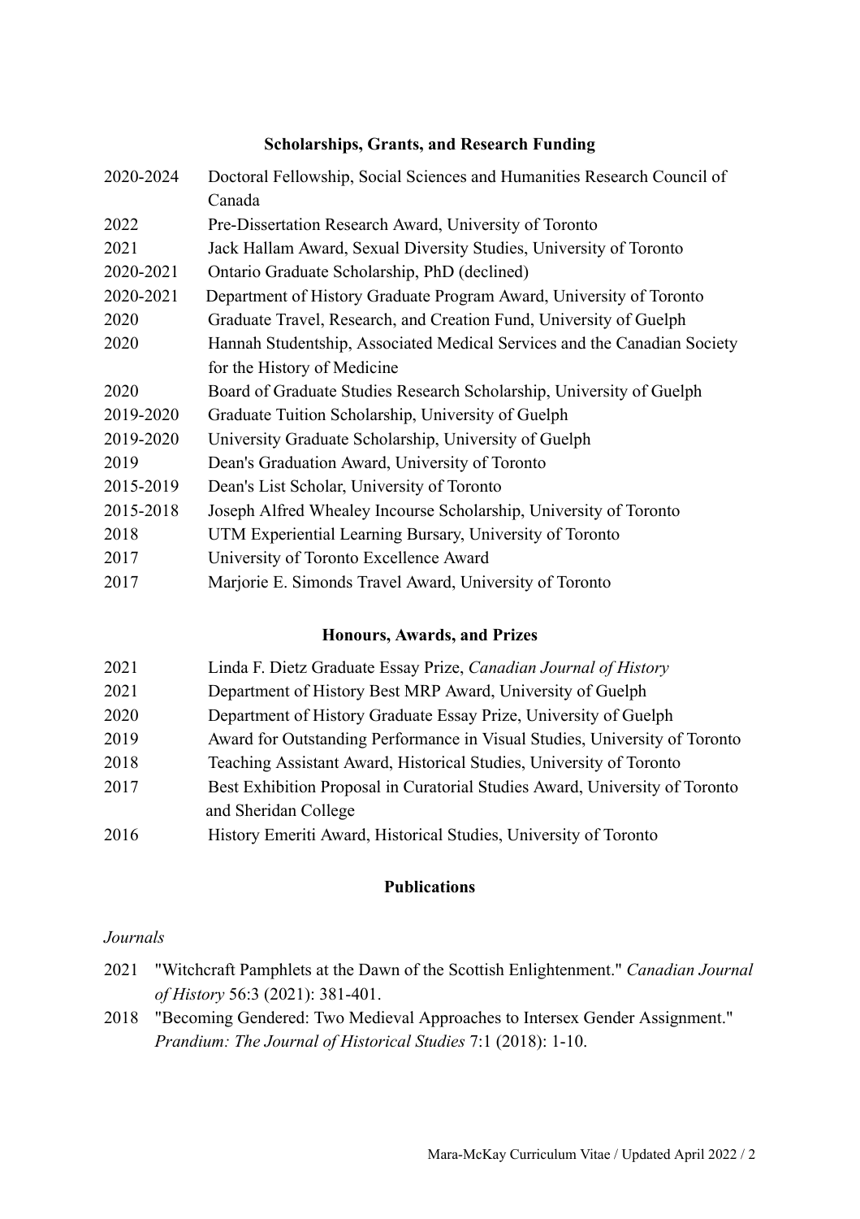## Scholarships, Grants, and Research Funding

| | |
|---|---|
| 2020-2024 | Doctoral Fellowship, Social Sciences and Humanities Research Council of Canada |
| 2022 | Pre-Dissertation Research Award, University of Toronto |
| 2021 | Jack Hallam Award, Sexual Diversity Studies, University of Toronto |
| 2020-2021 | Ontario Graduate Scholarship, PhD (declined) |
| 2020-2021 | Department of History Graduate Program Award, University of Toronto |
| 2020 | Graduate Travel, Research, and Creation Fund, University of Guelph |
| 2020 | Hannah Studentship, Associated Medical Services and the Canadian Society for the History of Medicine |
| 2020 | Board of Graduate Studies Research Scholarship, University of Guelph |
| 2019-2020 | Graduate Tuition Scholarship, University of Guelph |
| 2019-2020 | University Graduate Scholarship, University of Guelph |
| 2019 | Dean's Graduation Award, University of Toronto |
| 2015-2019 | Dean's List Scholar, University of Toronto |
| 2015-2018 | Joseph Alfred Whealey Incourse Scholarship, University of Toronto |
| 2018 | UTM Experiential Learning Bursary, University of Toronto |
| 2017 | University of Toronto Excellence Award |
| 2017 | Marjorie E. Simonds Travel Award, University of Toronto |

## Honours, Awards, and Prizes

| | |
|---|---|
| 2021 | Linda F. Dietz Graduate Essay Prize, *Canadian Journal of History* |
| 2021 | Department of History Best MRP Award, University of Guelph |
| 2020 | Department of History Graduate Essay Prize, University of Guelph |
| 2019 | Award for Outstanding Performance in Visual Studies, University of Toronto |
| 2018 | Teaching Assistant Award, Historical Studies, University of Toronto |
| 2017 | Best Exhibition Proposal in Curatorial Studies Award, University of Toronto and Sheridan College |
| 2016 | History Emeriti Award, Historical Studies, University of Toronto |

## Publications

*Journals*

- 2021 "Witchcraft Pamphlets at the Dawn of the Scottish Enlightenment." *Canadian Journal of History* 56:3 (2021): 381-401.
- 2018 "Becoming Gendered: Two Medieval Approaches to Intersex Gender Assignment." *Prandium: The Journal of Historical Studies* 7:1 (2018): 1-10.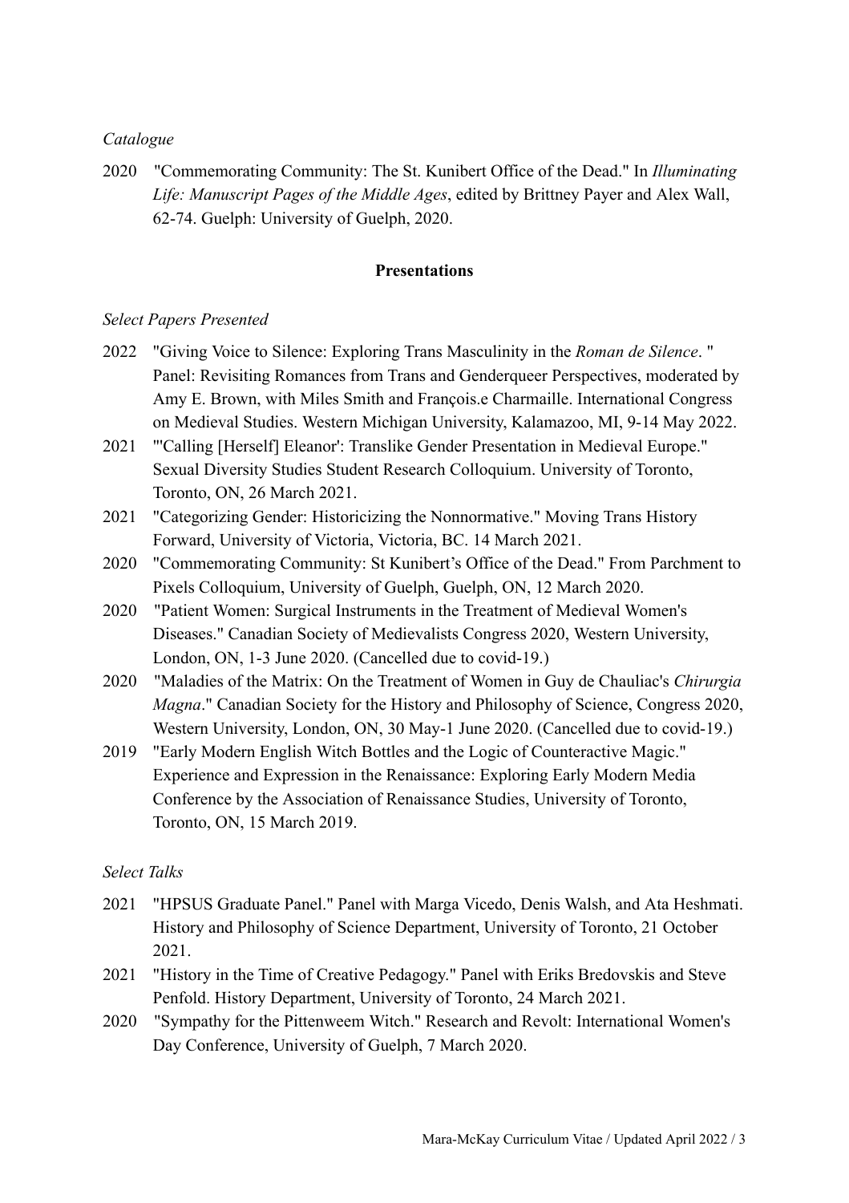*Catalogue*

2020 "Commemorating Community: The St. Kunibert Office of the Dead." In *Illuminating Life: Manuscript Pages of the Middle Ages*, edited by Brittney Payer and Alex Wall, 62-74. Guelph: University of Guelph, 2020.

**Presentations**

*Select Papers Presented*

2022 "Giving Voice to Silence: Exploring Trans Masculinity in the *Roman de Silence*. " Panel: Revisiting Romances from Trans and Genderqueer Perspectives, moderated by Amy E. Brown, with Miles Smith and François.e Charmaille. International Congress on Medieval Studies. Western Michigan University, Kalamazoo, MI, 9-14 May 2022.

2021 "'Calling [Herself] Eleanor': Translike Gender Presentation in Medieval Europe." Sexual Diversity Studies Student Research Colloquium. University of Toronto, Toronto, ON, 26 March 2021.

2021 "Categorizing Gender: Historicizing the Nonnormative." Moving Trans History Forward, University of Victoria, Victoria, BC. 14 March 2021.

2020 "Commemorating Community: St Kunibert's Office of the Dead." From Parchment to Pixels Colloquium, University of Guelph, Guelph, ON, 12 March 2020.

2020 "Patient Women: Surgical Instruments in the Treatment of Medieval Women's Diseases." Canadian Society of Medievalists Congress 2020, Western University, London, ON, 1-3 June 2020. (Cancelled due to covid-19.)

2020 "Maladies of the Matrix: On the Treatment of Women in Guy de Chauliac's *Chirurgia Magna*." Canadian Society for the History and Philosophy of Science, Congress 2020, Western University, London, ON, 30 May-1 June 2020. (Cancelled due to covid-19.)

2019 "Early Modern English Witch Bottles and the Logic of Counteractive Magic." Experience and Expression in the Renaissance: Exploring Early Modern Media Conference by the Association of Renaissance Studies, University of Toronto, Toronto, ON, 15 March 2019.

*Select Talks*

2021 "HPSUS Graduate Panel." Panel with Marga Vicedo, Denis Walsh, and Ata Heshmati. History and Philosophy of Science Department, University of Toronto, 21 October 2021.

2021 "History in the Time of Creative Pedagogy." Panel with Eriks Bredovskis and Steve Penfold. History Department, University of Toronto, 24 March 2021.

2020 "Sympathy for the Pittenweem Witch." Research and Revolt: International Women's Day Conference, University of Guelph, 7 March 2020.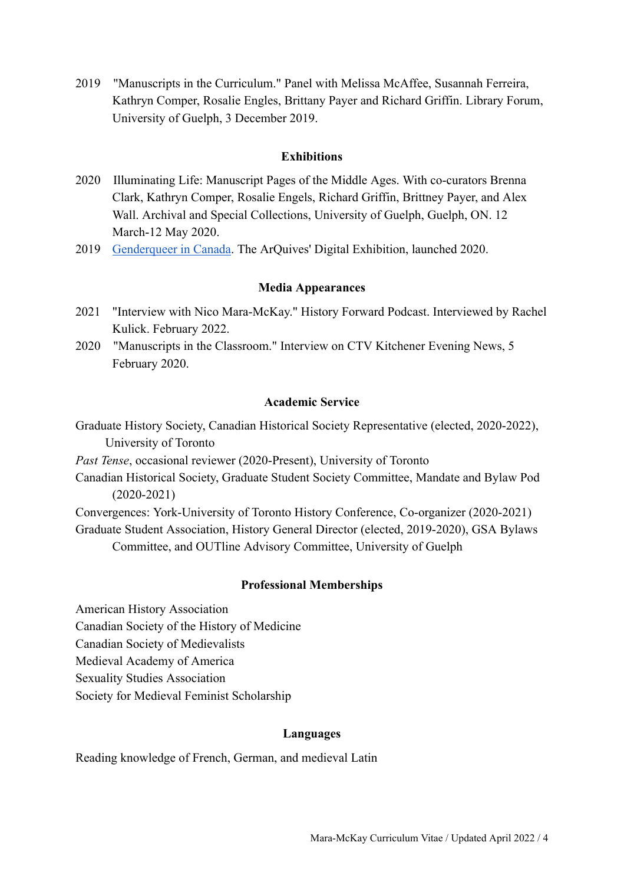2019 "Manuscripts in the Curriculum." Panel with Melissa McAffee, Susannah Ferreira, Kathryn Comper, Rosalie Engles, Brittany Payer and Richard Griffin. Library Forum, University of Guelph, 3 December 2019.

### Exhibitions

2020 Illuminating Life: Manuscript Pages of the Middle Ages. With co-curators Brenna Clark, Kathryn Comper, Rosalie Engels, Richard Griffin, Brittney Payer, and Alex Wall. Archival and Special Collections, University of Guelph, Guelph, ON. 12 March-12 May 2020.

2019 Genderqueer in Canada. The ArQuives' Digital Exhibition, launched 2020.

### Media Appearances

2021 "Interview with Nico Mara-McKay." History Forward Podcast. Interviewed by Rachel Kulick. February 2022.

2020 "Manuscripts in the Classroom." Interview on CTV Kitchener Evening News, 5 February 2020.

### Academic Service

Graduate History Society, Canadian Historical Society Representative (elected, 2020-2022), University of Toronto

*Past Tense*, occasional reviewer (2020-Present), University of Toronto

Canadian Historical Society, Graduate Student Society Committee, Mandate and Bylaw Pod (2020-2021)

Convergences: York-University of Toronto History Conference, Co-organizer (2020-2021)

Graduate Student Association, History General Director (elected, 2019-2020), GSA Bylaws Committee, and OUTline Advisory Committee, University of Guelph

### Professional Memberships

American History Association
Canadian Society of the History of Medicine
Canadian Society of Medievalists
Medieval Academy of America
Sexuality Studies Association
Society for Medieval Feminist Scholarship

### Languages

Reading knowledge of French, German, and medieval Latin